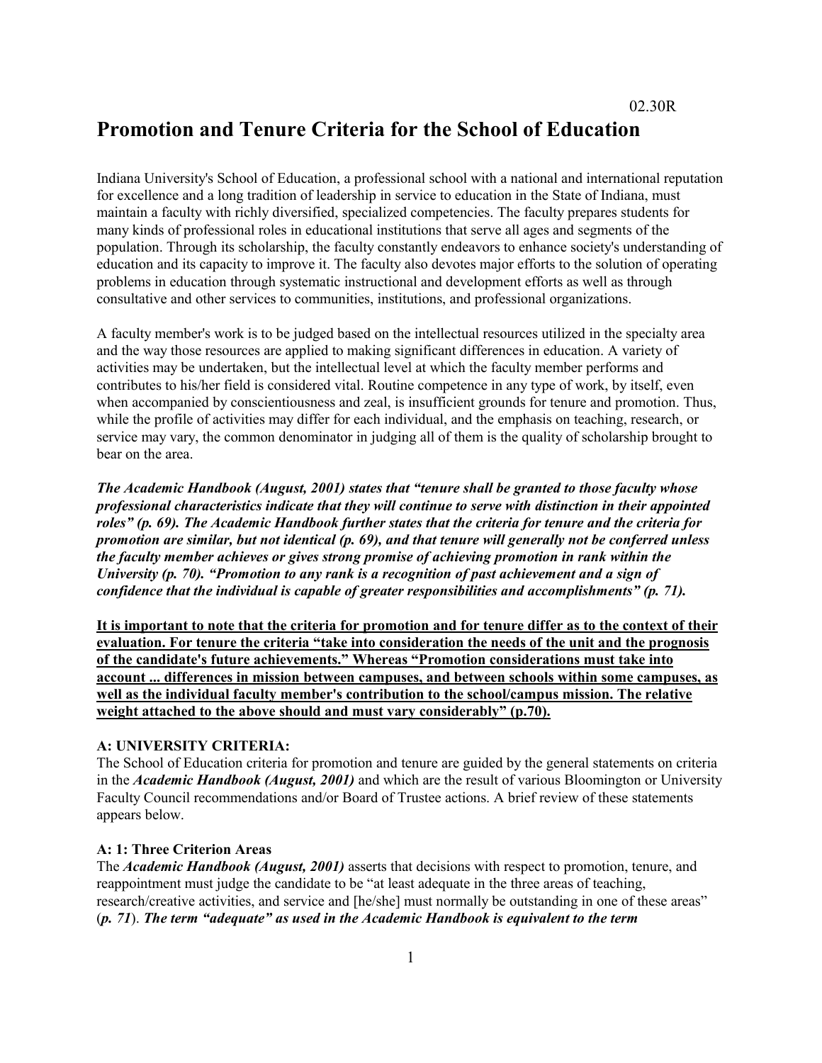02.30R

# Promotion and Tenure Criteria for the School of Education

Indiana University's School of Education, a professional school with a national and international reputation for excellence and a long tradition of leadership in service to education in the State of Indiana, must maintain a faculty with richly diversified, specialized competencies. The faculty prepares students for many kinds of professional roles in educational institutions that serve all ages and segments of the population. Through its scholarship, the faculty constantly endeavors to enhance society's understanding of education and its capacity to improve it. The faculty also devotes major efforts to the solution of operating problems in education through systematic instructional and development efforts as well as through consultative and other services to communities, institutions, and professional organizations.

A faculty member's work is to be judged based on the intellectual resources utilized in the specialty area and the way those resources are applied to making significant differences in education. A variety of activities may be undertaken, but the intellectual level at which the faculty member performs and contributes to his/her field is considered vital. Routine competence in any type of work, by itself, even when accompanied by conscientiousness and zeal, is insufficient grounds for tenure and promotion. Thus, while the profile of activities may differ for each individual, and the emphasis on teaching, research, or service may vary, the common denominator in judging all of them is the quality of scholarship brought to bear on the area.

***The Academic Handbook (August, 2001) states that "tenure shall be granted to those faculty whose professional characteristics indicate that they will continue to serve with distinction in their appointed roles" (p. 69). The Academic Handbook further states that the criteria for tenure and the criteria for promotion are similar, but not identical (p. 69), and that tenure will generally not be conferred unless the faculty member achieves or gives strong promise of achieving promotion in rank within the University (p. 70). "Promotion to any rank is a recognition of past achievement and a sign of confidence that the individual is capable of greater responsibilities and accomplishments" (p. 71).***

<u>**It is important to note that the criteria for promotion and for tenure differ as to the context of their evaluation. For tenure the criteria "take into consideration the needs of the unit and the prognosis of the candidate's future achievements." Whereas "Promotion considerations must take into account ... differences in mission between campuses, and between schools within some campuses, as well as the individual faculty member's contribution to the school/campus mission. The relative weight attached to the above should and must vary considerably" (p.70).**</u>

**A: UNIVERSITY CRITERIA:**

The School of Education criteria for promotion and tenure are guided by the general statements on criteria in the ***Academic Handbook (August, 2001)*** and which are the result of various Bloomington or University Faculty Council recommendations and/or Board of Trustee actions. A brief review of these statements appears below.

**A: 1: Three Criterion Areas**

The ***Academic Handbook (August, 2001)*** asserts that decisions with respect to promotion, tenure, and reappointment must judge the candidate to be "at least adequate in the three areas of teaching, research/creative activities, and service and [he/she] must normally be outstanding in one of these areas" (***p. 71***). ***The term "adequate" as used in the Academic Handbook is equivalent to the term***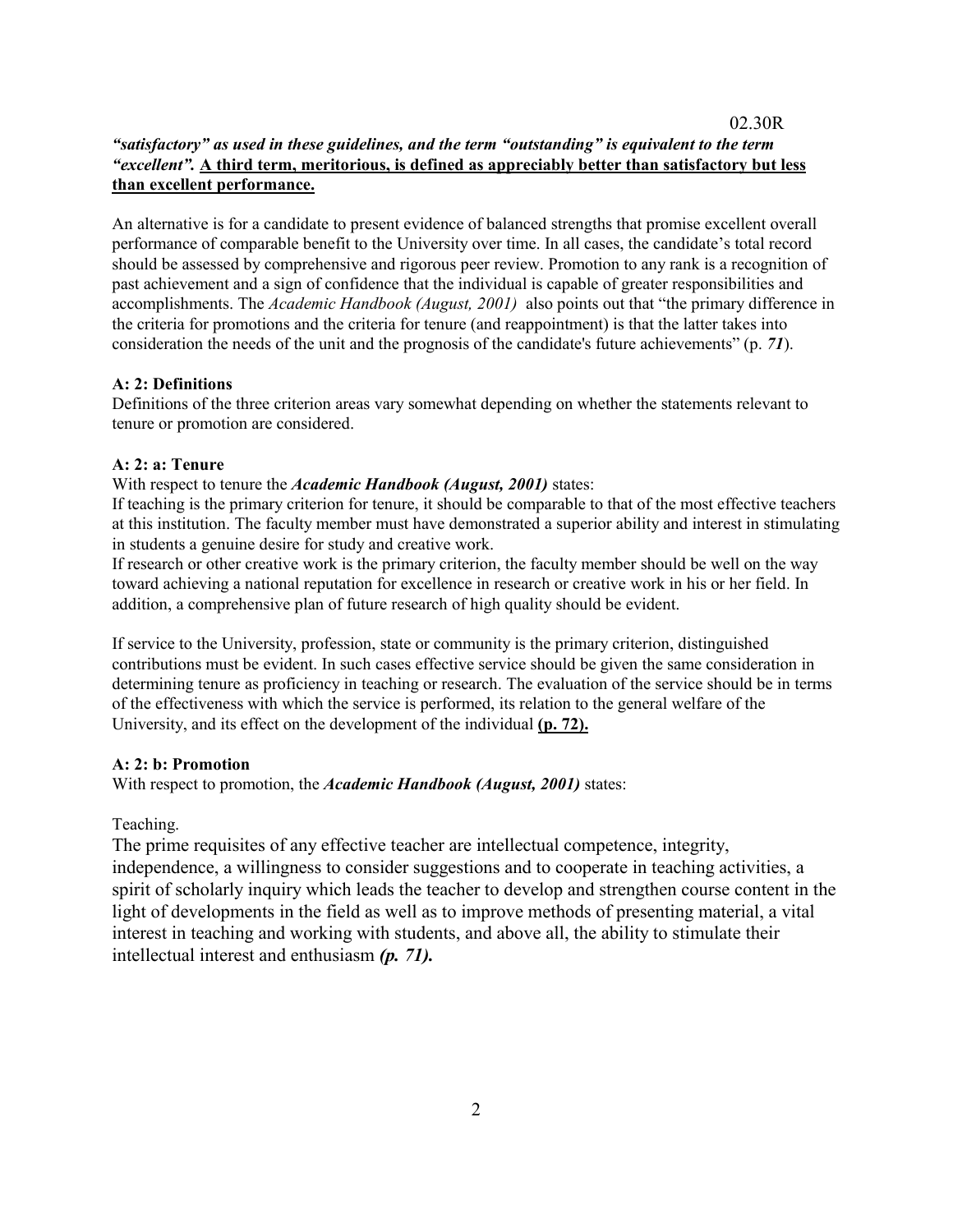*"satisfactory" as used in these guidelines, and the term "outstanding" is equivalent to the term "excellent".* **A third term, meritorious, is defined as appreciably better than satisfactory but less than excellent performance.**

An alternative is for a candidate to present evidence of balanced strengths that promise excellent overall performance of comparable benefit to the University over time. In all cases, the candidate's total record should be assessed by comprehensive and rigorous peer review. Promotion to any rank is a recognition of past achievement and a sign of confidence that the individual is capable of greater responsibilities and accomplishments. The *Academic Handbook (August, 2001)* also points out that "the primary difference in the criteria for promotions and the criteria for tenure (and reappointment) is that the latter takes into consideration the needs of the unit and the prognosis of the candidate's future achievements" (p. ***71***).

**A: 2: Definitions**

Definitions of the three criterion areas vary somewhat depending on whether the statements relevant to tenure or promotion are considered.

**A: 2: a: Tenure**

With respect to tenure the ***Academic Handbook (August, 2001)*** states:

If teaching is the primary criterion for tenure, it should be comparable to that of the most effective teachers at this institution. The faculty member must have demonstrated a superior ability and interest in stimulating in students a genuine desire for study and creative work.

If research or other creative work is the primary criterion, the faculty member should be well on the way toward achieving a national reputation for excellence in research or creative work in his or her field. In addition, a comprehensive plan of future research of high quality should be evident.

If service to the University, profession, state or community is the primary criterion, distinguished contributions must be evident. In such cases effective service should be given the same consideration in determining tenure as proficiency in teaching or research. The evaluation of the service should be in terms of the effectiveness with which the service is performed, its relation to the general welfare of the University, and its effect on the development of the individual **(p. 72).**

**A: 2: b: Promotion**

With respect to promotion, the ***Academic Handbook (August, 2001)*** states:

Teaching.

The prime requisites of any effective teacher are intellectual competence, integrity, independence, a willingness to consider suggestions and to cooperate in teaching activities, a spirit of scholarly inquiry which leads the teacher to develop and strengthen course content in the light of developments in the field as well as to improve methods of presenting material, a vital interest in teaching and working with students, and above all, the ability to stimulate their intellectual interest and enthusiasm ***(p. 71).***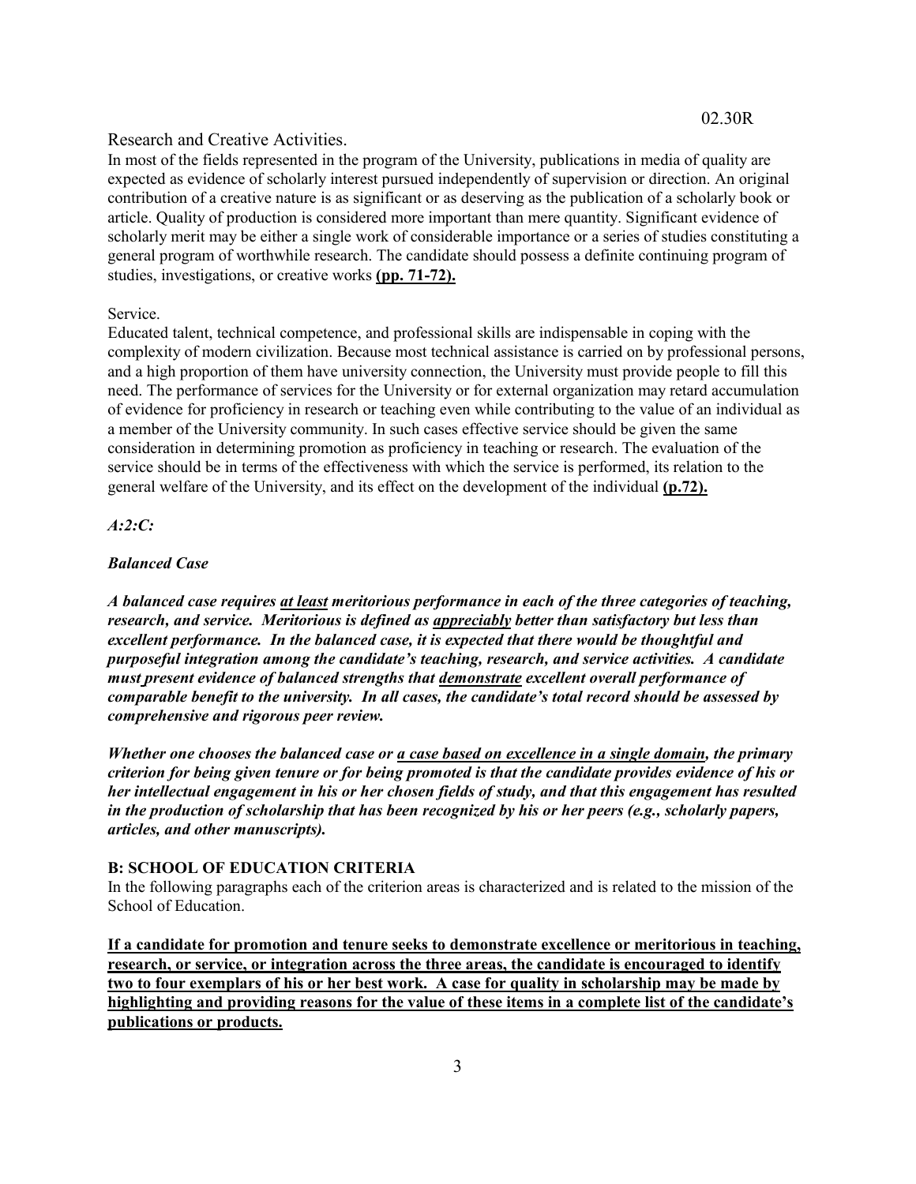Research and Creative Activities.

In most of the fields represented in the program of the University, publications in media of quality are expected as evidence of scholarly interest pursued independently of supervision or direction. An original contribution of a creative nature is as significant or as deserving as the publication of a scholarly book or article. Quality of production is considered more important than mere quantity. Significant evidence of scholarly merit may be either a single work of considerable importance or a series of studies constituting a general program of worthwhile research. The candidate should possess a definite continuing program of studies, investigations, or creative works **(pp. 71-72).**

Service.

Educated talent, technical competence, and professional skills are indispensable in coping with the complexity of modern civilization. Because most technical assistance is carried on by professional persons, and a high proportion of them have university connection, the University must provide people to fill this need. The performance of services for the University or for external organization may retard accumulation of evidence for proficiency in research or teaching even while contributing to the value of an individual as a member of the University community. In such cases effective service should be given the same consideration in determining promotion as proficiency in teaching or research. The evaluation of the service should be in terms of the effectiveness with which the service is performed, its relation to the general welfare of the University, and its effect on the development of the individual **(p.72).**

***A:2:C:***

***Balanced Case***

***A balanced case requires <u>at least</u> meritorious performance in each of the three categories of teaching, research, and service. Meritorious is defined as <u>appreciably</u> better than satisfactory but less than excellent performance. In the balanced case, it is expected that there would be thoughtful and purposeful integration among the candidate's teaching, research, and service activities. A candidate must present evidence of balanced strengths that <u>demonstrate</u> excellent overall performance of comparable benefit to the university. In all cases, the candidate's total record should be assessed by comprehensive and rigorous peer review.***

***Whether one chooses the balanced case or <u>a case based on excellence in a single domain</u>, the primary criterion for being given tenure or for being promoted is that the candidate provides evidence of his or her intellectual engagement in his or her chosen fields of study, and that this engagement has resulted in the production of scholarship that has been recognized by his or her peers (e.g., scholarly papers, articles, and other manuscripts).***

**B: SCHOOL OF EDUCATION CRITERIA**

In the following paragraphs each of the criterion areas is characterized and is related to the mission of the School of Education.

**<u>If a candidate for promotion and tenure seeks to demonstrate excellence or meritorious in teaching, research, or service, or integration across the three areas, the candidate is encouraged to identify two to four exemplars of his or her best work. A case for quality in scholarship may be made by highlighting and providing reasons for the value of these items in a complete list of the candidate's publications or products.</u>**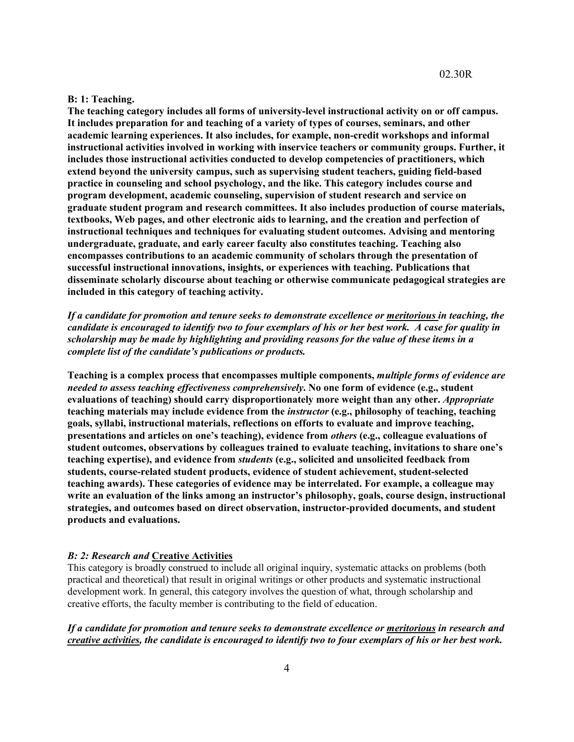**B: 1: Teaching.**

**The teaching category includes all forms of university-level instructional activity on or off campus. It includes preparation for and teaching of a variety of types of courses, seminars, and other academic learning experiences. It also includes, for example, non-credit workshops and informal instructional activities involved in working with inservice teachers or community groups. Further, it includes those instructional activities conducted to develop competencies of practitioners, which extend beyond the university campus, such as supervising student teachers, guiding field-based practice in counseling and school psychology, and the like. This category includes course and program development, academic counseling, supervision of student research and service on graduate student program and research committees. It also includes production of course materials, textbooks, Web pages, and other electronic aids to learning, and the creation and perfection of instructional techniques and techniques for evaluating student outcomes. Advising and mentoring undergraduate, graduate, and early career faculty also constitutes teaching. Teaching also encompasses contributions to an academic community of scholars through the presentation of successful instructional innovations, insights, or experiences with teaching. Publications that disseminate scholarly discourse about teaching or otherwise communicate pedagogical strategies are included in this category of teaching activity.**

***If a candidate for promotion and tenure seeks to demonstrate excellence or <u>meritorious</u> in teaching, the candidate is encouraged to identify two to four exemplars of his or her best work. A case for quality in scholarship may be made by highlighting and providing reasons for the value of these items in a complete list of the candidate's publications or products.***

**Teaching is a complex process that encompasses multiple components, *multiple forms of evidence are needed to assess teaching effectiveness comprehensively*. No one form of evidence (e.g., student evaluations of teaching) should carry disproportionately more weight than any other. *Appropriate* teaching materials may include evidence from the *instructor* (e.g., philosophy of teaching, teaching goals, syllabi, instructional materials, reflections on efforts to evaluate and improve teaching, presentations and articles on one's teaching), evidence from *others* (e.g., colleague evaluations of student outcomes, observations by colleagues trained to evaluate teaching, invitations to share one's teaching expertise), and evidence from *students* (e.g., solicited and unsolicited feedback from students, course-related student products, evidence of student achievement, student-selected teaching awards). These categories of evidence may be interrelated. For example, a colleague may write an evaluation of the links among an instructor's philosophy, goals, course design, instructional strategies, and outcomes based on direct observation, instructor-provided documents, and student products and evaluations.**

***B: 2: Research and* <u>Creative Activities</u>**

This category is broadly construed to include all original inquiry, systematic attacks on problems (both practical and theoretical) that result in original writings or other products and systematic instructional development work. In general, this category involves the question of what, through scholarship and creative efforts, the faculty member is contributing to the field of education.

***If a candidate for promotion and tenure seeks to demonstrate excellence or <u>meritorious</u> in research and <u>creative activities</u>, the candidate is encouraged to identify two to four exemplars of his or her best work.***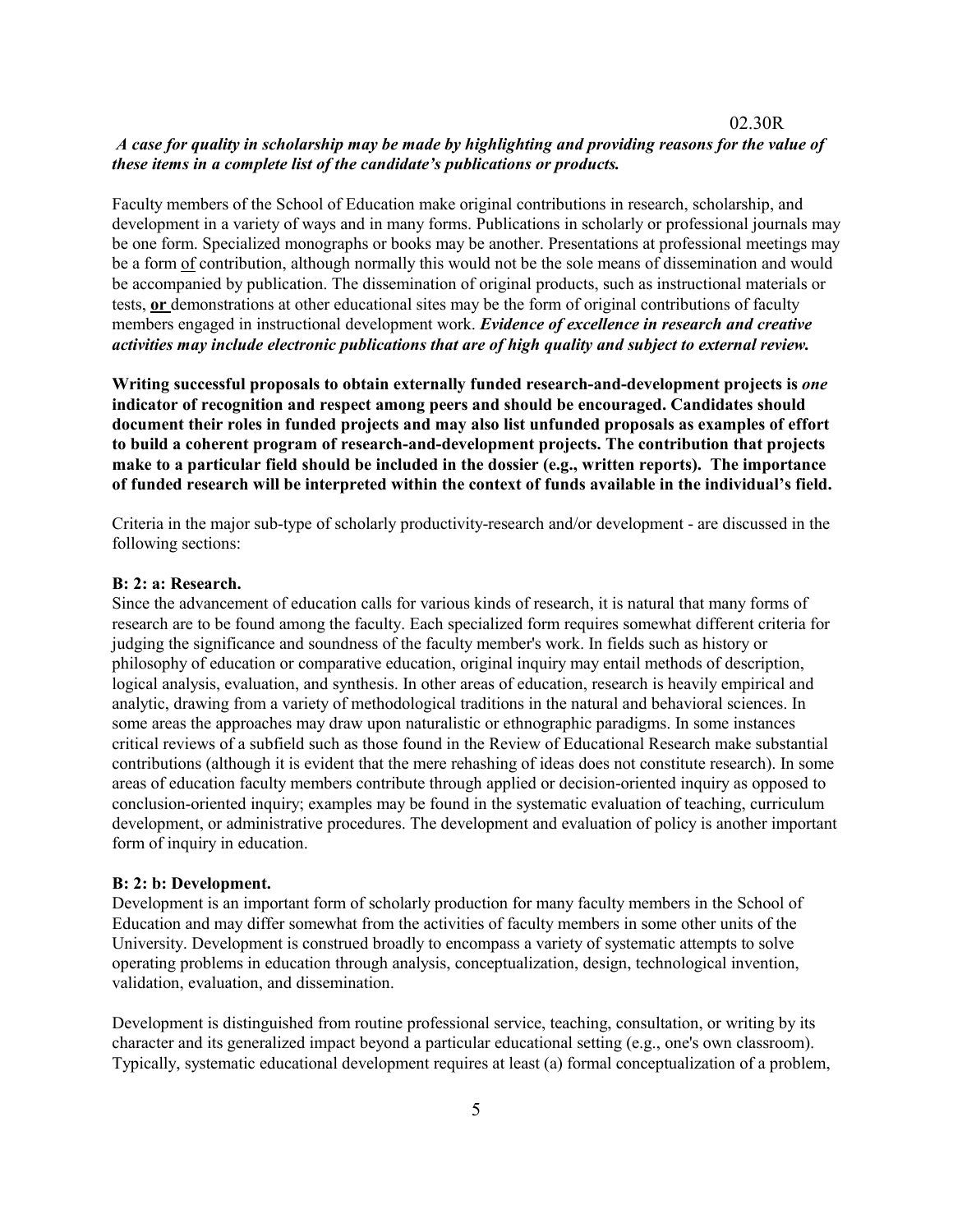*A case for quality in scholarship may be made by highlighting and providing reasons for the value of these items in a complete list of the candidate's publications or products.*

Faculty members of the School of Education make original contributions in research, scholarship, and development in a variety of ways and in many forms. Publications in scholarly or professional journals may be one form. Specialized monographs or books may be another. Presentations at professional meetings may be a form of contribution, although normally this would not be the sole means of dissemination and would be accompanied by publication. The dissemination of original products, such as instructional materials or tests, **or** demonstrations at other educational sites may be the form of original contributions of faculty members engaged in instructional development work. ***Evidence of excellence in research and creative activities may include electronic publications that are of high quality and subject to external review.***

**Writing successful proposals to obtain externally funded research-and-development projects is *one* indicator of recognition and respect among peers and should be encouraged. Candidates should document their roles in funded projects and may also list unfunded proposals as examples of effort to build a coherent program of research-and-development projects. The contribution that projects make to a particular field should be included in the dossier (e.g., written reports). The importance of funded research will be interpreted within the context of funds available in the individual's field.**

Criteria in the major sub-type of scholarly productivity-research and/or development - are discussed in the following sections:

**B: 2: a: Research.**

Since the advancement of education calls for various kinds of research, it is natural that many forms of research are to be found among the faculty. Each specialized form requires somewhat different criteria for judging the significance and soundness of the faculty member's work. In fields such as history or philosophy of education or comparative education, original inquiry may entail methods of description, logical analysis, evaluation, and synthesis. In other areas of education, research is heavily empirical and analytic, drawing from a variety of methodological traditions in the natural and behavioral sciences. In some areas the approaches may draw upon naturalistic or ethnographic paradigms. In some instances critical reviews of a subfield such as those found in the Review of Educational Research make substantial contributions (although it is evident that the mere rehashing of ideas does not constitute research). In some areas of education faculty members contribute through applied or decision-oriented inquiry as opposed to conclusion-oriented inquiry; examples may be found in the systematic evaluation of teaching, curriculum development, or administrative procedures. The development and evaluation of policy is another important form of inquiry in education.

**B: 2: b: Development.**

Development is an important form of scholarly production for many faculty members in the School of Education and may differ somewhat from the activities of faculty members in some other units of the University. Development is construed broadly to encompass a variety of systematic attempts to solve operating problems in education through analysis, conceptualization, design, technological invention, validation, evaluation, and dissemination.

Development is distinguished from routine professional service, teaching, consultation, or writing by its character and its generalized impact beyond a particular educational setting (e.g., one's own classroom). Typically, systematic educational development requires at least (a) formal conceptualization of a problem,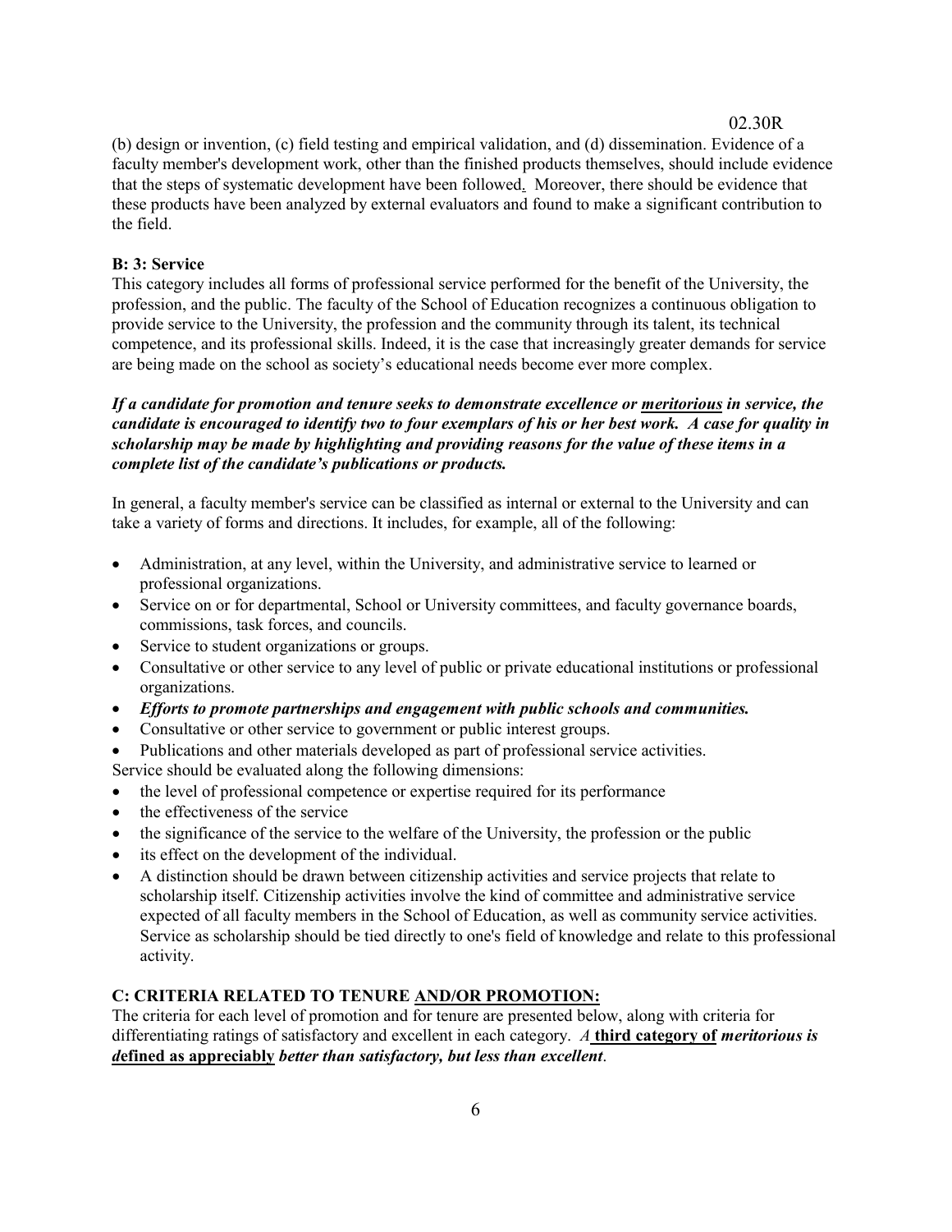(b) design or invention, (c) field testing and empirical validation, and (d) dissemination. Evidence of a faculty member's development work, other than the finished products themselves, should include evidence that the steps of systematic development have been followed. Moreover, there should be evidence that these products have been analyzed by external evaluators and found to make a significant contribution to the field.

**B: 3: Service**

This category includes all forms of professional service performed for the benefit of the University, the profession, and the public. The faculty of the School of Education recognizes a continuous obligation to provide service to the University, the profession and the community through its talent, its technical competence, and its professional skills. Indeed, it is the case that increasingly greater demands for service are being made on the school as society's educational needs become ever more complex.

***If a candidate for promotion and tenure seeks to demonstrate excellence or <u>meritorious</u> in service, the candidate is encouraged to identify two to four exemplars of his or her best work. A case for quality in scholarship may be made by highlighting and providing reasons for the value of these items in a complete list of the candidate's publications or products.***

In general, a faculty member's service can be classified as internal or external to the University and can take a variety of forms and directions. It includes, for example, all of the following:

- Administration, at any level, within the University, and administrative service to learned or professional organizations.
- Service on or for departmental, School or University committees, and faculty governance boards, commissions, task forces, and councils.
- Service to student organizations or groups.
- Consultative or other service to any level of public or private educational institutions or professional organizations.
- ***Efforts to promote partnerships and engagement with public schools and communities.***
- Consultative or other service to government or public interest groups.
- Publications and other materials developed as part of professional service activities.

Service should be evaluated along the following dimensions:

- the level of professional competence or expertise required for its performance
- the effectiveness of the service
- the significance of the service to the welfare of the University, the profession or the public
- its effect on the development of the individual.
- A distinction should be drawn between citizenship activities and service projects that relate to scholarship itself. Citizenship activities involve the kind of committee and administrative service expected of all faculty members in the School of Education, as well as community service activities. Service as scholarship should be tied directly to one's field of knowledge and relate to this professional activity.

**C: CRITERIA RELATED TO TENURE <u>AND/OR PROMOTION:</u>**

The criteria for each level of promotion and for tenure are presented below, along with criteria for differentiating ratings of satisfactory and excellent in each category. *A* **<u>third category of</u>** ***meritorious is*** **<u>*d*efined as appreciably</u>** ***better than satisfactory, but less than excellent***.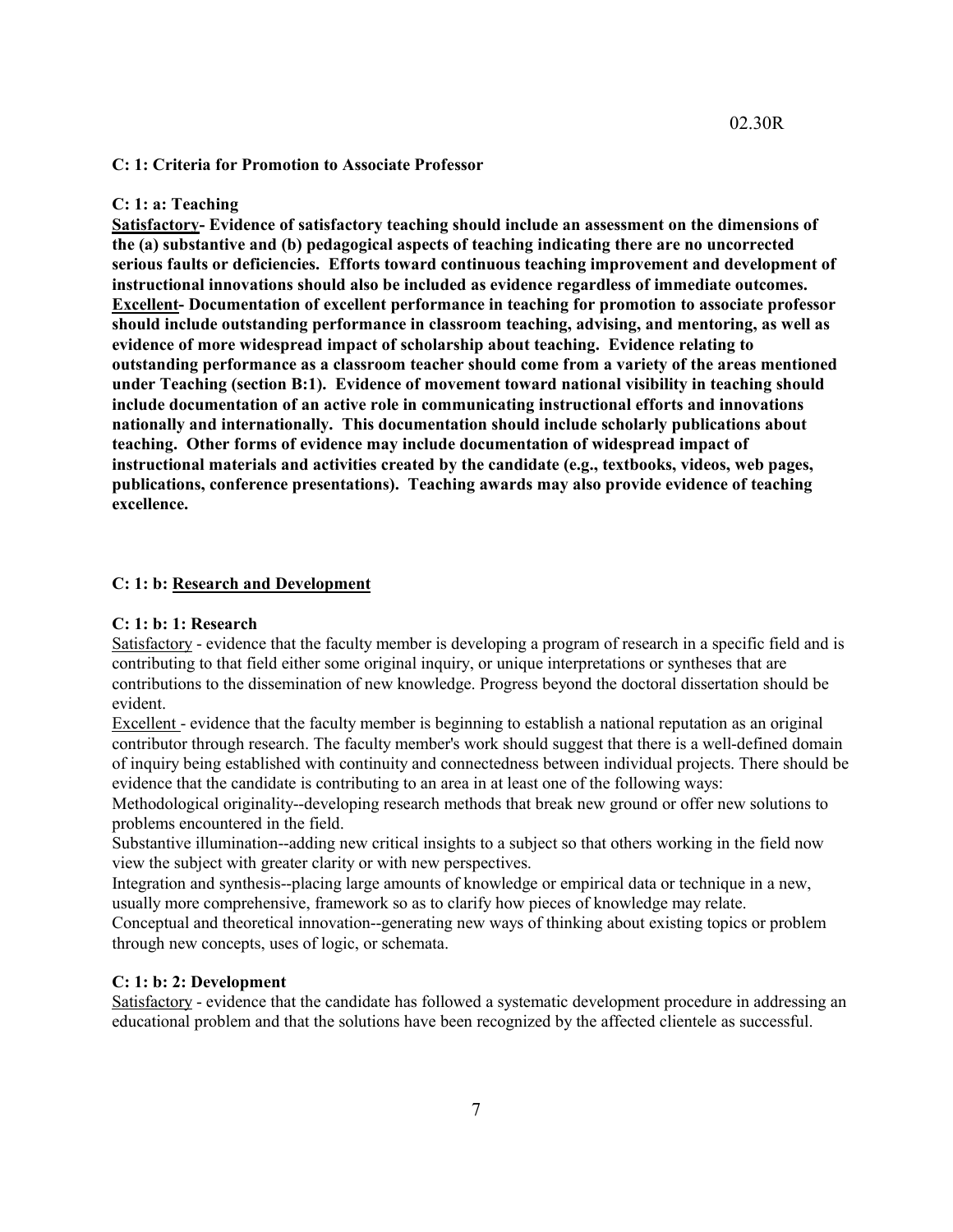**C: 1: Criteria for Promotion to Associate Professor**

**C: 1: a: Teaching**

**<u>Satisfactory</u>- Evidence of satisfactory teaching should include an assessment on the dimensions of the (a) substantive and (b) pedagogical aspects of teaching indicating there are no uncorrected serious faults or deficiencies. Efforts toward continuous teaching improvement and development of instructional innovations should also be included as evidence regardless of immediate outcomes.**

**<u>Excellent</u>- Documentation of excellent performance in teaching for promotion to associate professor should include outstanding performance in classroom teaching, advising, and mentoring, as well as evidence of more widespread impact of scholarship about teaching. Evidence relating to outstanding performance as a classroom teacher should come from a variety of the areas mentioned under Teaching (section B:1). Evidence of movement toward national visibility in teaching should include documentation of an active role in communicating instructional efforts and innovations nationally and internationally. This documentation should include scholarly publications about teaching. Other forms of evidence may include documentation of widespread impact of instructional materials and activities created by the candidate (e.g., textbooks, videos, web pages, publications, conference presentations). Teaching awards may also provide evidence of teaching excellence.**

**C: 1: b: <u>Research and Development</u>**

**C: 1: b: 1: Research**

<u>Satisfactory</u> - evidence that the faculty member is developing a program of research in a specific field and is contributing to that field either some original inquiry, or unique interpretations or syntheses that are contributions to the dissemination of new knowledge. Progress beyond the doctoral dissertation should be evident.

<u>Excellent</u> - evidence that the faculty member is beginning to establish a national reputation as an original contributor through research. The faculty member's work should suggest that there is a well-defined domain of inquiry being established with continuity and connectedness between individual projects. There should be evidence that the candidate is contributing to an area in at least one of the following ways:

Methodological originality--developing research methods that break new ground or offer new solutions to problems encountered in the field.

Substantive illumination--adding new critical insights to a subject so that others working in the field now view the subject with greater clarity or with new perspectives.

Integration and synthesis--placing large amounts of knowledge or empirical data or technique in a new, usually more comprehensive, framework so as to clarify how pieces of knowledge may relate.

Conceptual and theoretical innovation--generating new ways of thinking about existing topics or problem through new concepts, uses of logic, or schemata.

**C: 1: b: 2: Development**

<u>Satisfactory</u> - evidence that the candidate has followed a systematic development procedure in addressing an educational problem and that the solutions have been recognized by the affected clientele as successful.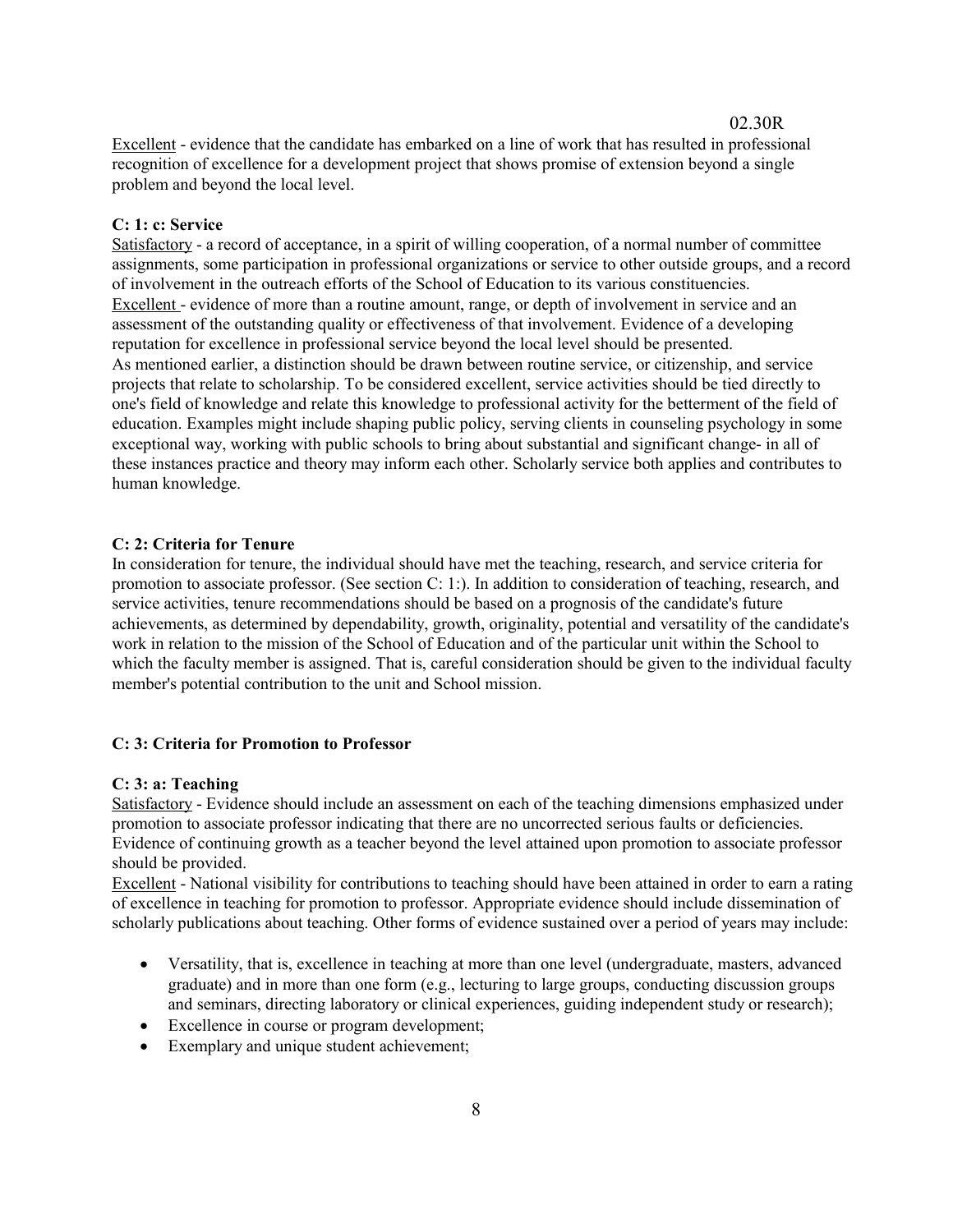Excellent - evidence that the candidate has embarked on a line of work that has resulted in professional recognition of excellence for a development project that shows promise of extension beyond a single problem and beyond the local level.

**C: 1: c: Service**

Satisfactory - a record of acceptance, in a spirit of willing cooperation, of a normal number of committee assignments, some participation in professional organizations or service to other outside groups, and a record of involvement in the outreach efforts of the School of Education to its various constituencies.

Excellent - evidence of more than a routine amount, range, or depth of involvement in service and an assessment of the outstanding quality or effectiveness of that involvement. Evidence of a developing reputation for excellence in professional service beyond the local level should be presented.

As mentioned earlier, a distinction should be drawn between routine service, or citizenship, and service projects that relate to scholarship. To be considered excellent, service activities should be tied directly to one's field of knowledge and relate this knowledge to professional activity for the betterment of the field of education. Examples might include shaping public policy, serving clients in counseling psychology in some exceptional way, working with public schools to bring about substantial and significant change- in all of these instances practice and theory may inform each other. Scholarly service both applies and contributes to human knowledge.

**C: 2: Criteria for Tenure**

In consideration for tenure, the individual should have met the teaching, research, and service criteria for promotion to associate professor. (See section C: 1:). In addition to consideration of teaching, research, and service activities, tenure recommendations should be based on a prognosis of the candidate's future achievements, as determined by dependability, growth, originality, potential and versatility of the candidate's work in relation to the mission of the School of Education and of the particular unit within the School to which the faculty member is assigned. That is, careful consideration should be given to the individual faculty member's potential contribution to the unit and School mission.

**C: 3: Criteria for Promotion to Professor**

**C: 3: a: Teaching**

Satisfactory - Evidence should include an assessment on each of the teaching dimensions emphasized under promotion to associate professor indicating that there are no uncorrected serious faults or deficiencies. Evidence of continuing growth as a teacher beyond the level attained upon promotion to associate professor should be provided.

Excellent - National visibility for contributions to teaching should have been attained in order to earn a rating of excellence in teaching for promotion to professor. Appropriate evidence should include dissemination of scholarly publications about teaching. Other forms of evidence sustained over a period of years may include:

- Versatility, that is, excellence in teaching at more than one level (undergraduate, masters, advanced graduate) and in more than one form (e.g., lecturing to large groups, conducting discussion groups and seminars, directing laboratory or clinical experiences, guiding independent study or research);
- Excellence in course or program development;
- Exemplary and unique student achievement;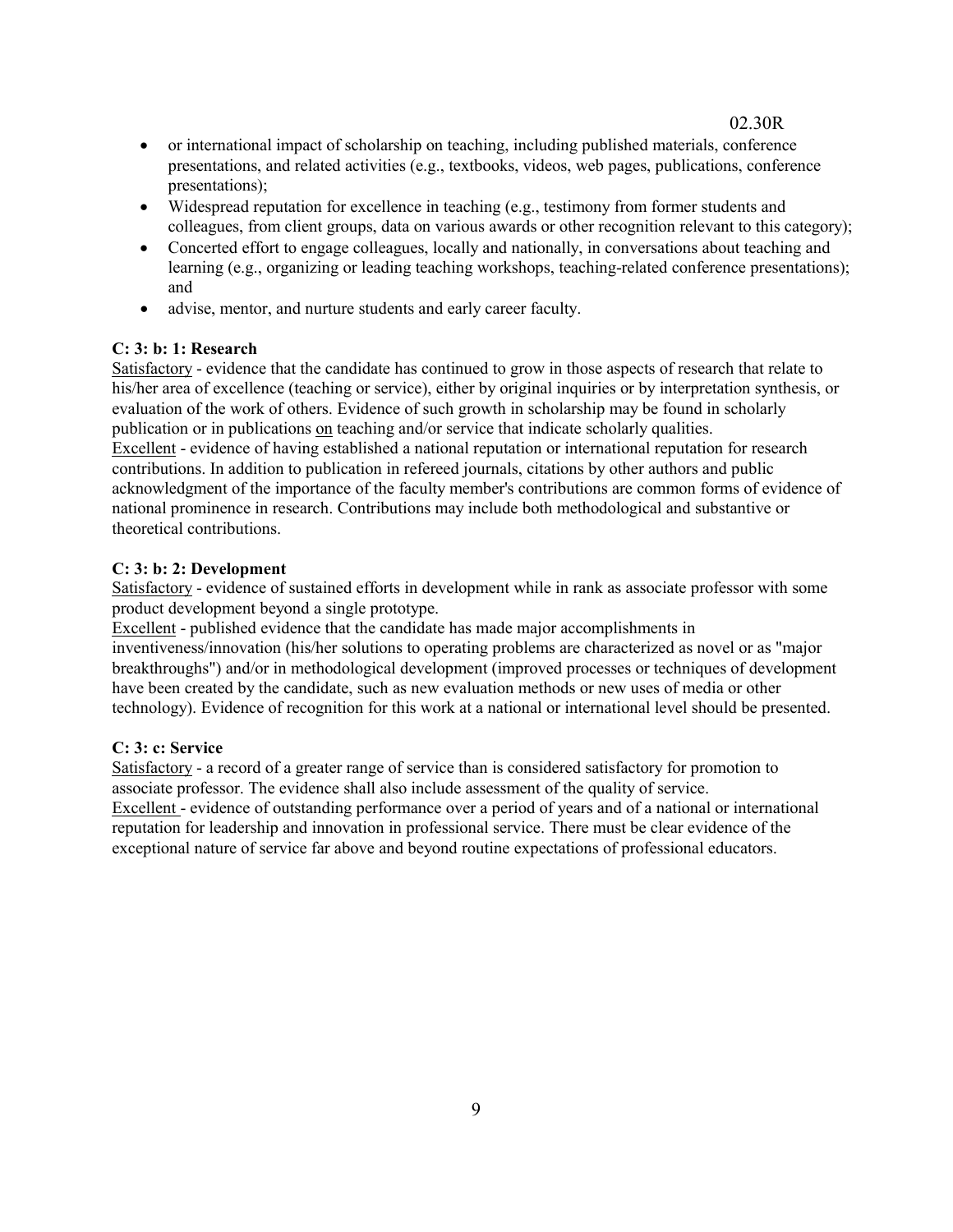- or international impact of scholarship on teaching, including published materials, conference presentations, and related activities (e.g., textbooks, videos, web pages, publications, conference presentations);
- Widespread reputation for excellence in teaching (e.g., testimony from former students and colleagues, from client groups, data on various awards or other recognition relevant to this category);
- Concerted effort to engage colleagues, locally and nationally, in conversations about teaching and learning (e.g., organizing or leading teaching workshops, teaching-related conference presentations); and
- advise, mentor, and nurture students and early career faculty.

**C: 3: b: 1: Research**

Satisfactory - evidence that the candidate has continued to grow in those aspects of research that relate to his/her area of excellence (teaching or service), either by original inquiries or by interpretation synthesis, or evaluation of the work of others. Evidence of such growth in scholarship may be found in scholarly publication or in publications on teaching and/or service that indicate scholarly qualities.

Excellent - evidence of having established a national reputation or international reputation for research contributions. In addition to publication in refereed journals, citations by other authors and public acknowledgment of the importance of the faculty member's contributions are common forms of evidence of national prominence in research. Contributions may include both methodological and substantive or theoretical contributions.

**C: 3: b: 2: Development**

Satisfactory - evidence of sustained efforts in development while in rank as associate professor with some product development beyond a single prototype.

Excellent - published evidence that the candidate has made major accomplishments in inventiveness/innovation (his/her solutions to operating problems are characterized as novel or as "major breakthroughs") and/or in methodological development (improved processes or techniques of development have been created by the candidate, such as new evaluation methods or new uses of media or other technology). Evidence of recognition for this work at a national or international level should be presented.

**C: 3: c: Service**

Satisfactory - a record of a greater range of service than is considered satisfactory for promotion to associate professor. The evidence shall also include assessment of the quality of service.

Excellent - evidence of outstanding performance over a period of years and of a national or international reputation for leadership and innovation in professional service. There must be clear evidence of the exceptional nature of service far above and beyond routine expectations of professional educators.